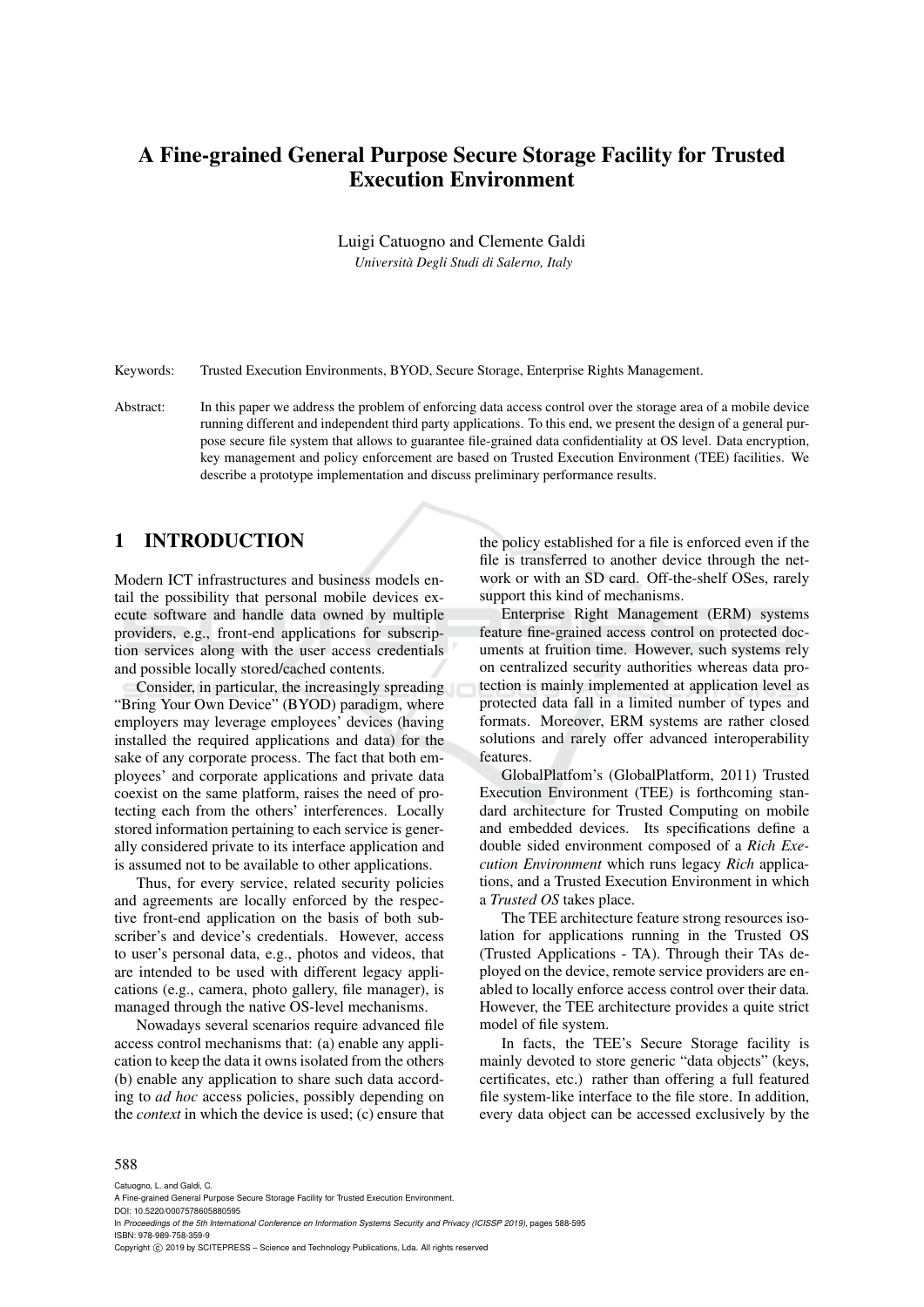# A Fine-grained General Purpose Secure Storage Facility for Trusted Execution Environment

Luigi Catuogno and Clemente Galdi

*Università Degli Studi di Salerno, Italy*

Keywords: Trusted Execution Environments, BYOD, Secure Storage, Enterprise Rights Management.

Abstract: In this paper we address the problem of enforcing data access control over the storage area of a mobile device running different and independent third party applications. To this end, we present the design of a general purpose secure file system that allows to guarantee file-grained data confidentiality at OS level. Data encryption, key management and policy enforcement are based on Trusted Execution Environment (TEE) facilities. We describe a prototype implementation and discuss preliminary performance results.

## 1 INTRODUCTION

Modern ICT infrastructures and business models entail the possibility that personal mobile devices execute software and handle data owned by multiple providers, e.g., front-end applications for subscription services along with the user access credentials and possible locally stored/cached contents.

Consider, in particular, the increasingly spreading "Bring Your Own Device" (BYOD) paradigm, where employers may leverage employees' devices (having installed the required applications and data) for the sake of any corporate process. The fact that both employees' and corporate applications and private data coexist on the same platform, raises the need of protecting each from the others' interferences. Locally stored information pertaining to each service is generally considered private to its interface application and is assumed not to be available to other applications.

Thus, for every service, related security policies and agreements are locally enforced by the respective front-end application on the basis of both subscriber's and device's credentials. However, access to user's personal data, e.g., photos and videos, that are intended to be used with different legacy applications (e.g., camera, photo gallery, file manager), is managed through the native OS-level mechanisms.

Nowadays several scenarios require advanced file access control mechanisms that: (a) enable any application to keep the data it owns isolated from the others (b) enable any application to share such data according to *ad hoc* access policies, possibly depending on the *context* in which the device is used; (c) ensure that the policy established for a file is enforced even if the file is transferred to another device through the network or with an SD card. Off-the-shelf OSes, rarely support this kind of mechanisms.

Enterprise Right Management (ERM) systems feature fine-grained access control on protected documents at fruition time. However, such systems rely on centralized security authorities whereas data protection is mainly implemented at application level as protected data fall in a limited number of types and formats. Moreover, ERM systems are rather closed solutions and rarely offer advanced interoperability features.

GlobalPlatfom's (GlobalPlatform, 2011) Trusted Execution Environment (TEE) is forthcoming standard architecture for Trusted Computing on mobile and embedded devices. Its specifications define a double sided environment composed of a *Rich Execution Environment* which runs legacy *Rich* applications, and a Trusted Execution Environment in which a *Trusted OS* takes place.

The TEE architecture feature strong resources isolation for applications running in the Trusted OS (Trusted Applications - TA). Through their TAs deployed on the device, remote service providers are enabled to locally enforce access control over their data. However, the TEE architecture provides a quite strict model of file system.

In facts, the TEE's Secure Storage facility is mainly devoted to store generic "data objects" (keys, certificates, etc.) rather than offering a full featured file system-like interface to the file store. In addition, every data object can be accessed exclusively by the

Catuogno, L. and Galdi, C.
A Fine-grained General Purpose Secure Storage Facility for Trusted Execution Environment.
DOI: 10.5220/0007578605880595
In *Proceedings of the 5th International Conference on Information Systems Security and Privacy (ICISSP 2019)*, pages 588-595
ISBN: 978-989-758-359-9
Copyright © 2019 by SCITEPRESS – Science and Technology Publications, Lda. All rights reserved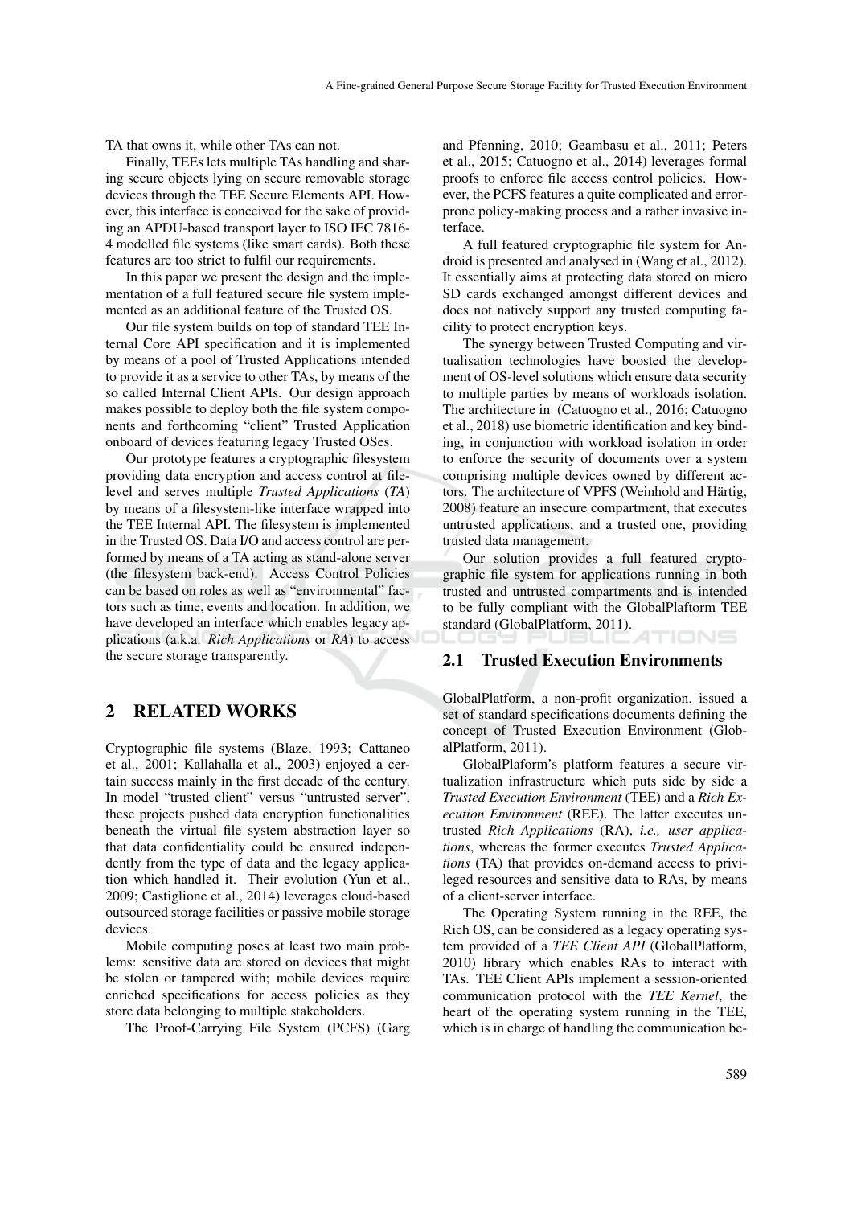TA that owns it, while other TAs can not.

Finally, TEEs lets multiple TAs handling and sharing secure objects lying on secure removable storage devices through the TEE Secure Elements API. However, this interface is conceived for the sake of providing an APDU-based transport layer to ISO IEC 7816-4 modelled file systems (like smart cards). Both these features are too strict to fulfil our requirements.

In this paper we present the design and the implementation of a full featured secure file system implemented as an additional feature of the Trusted OS.

Our file system builds on top of standard TEE Internal Core API specification and it is implemented by means of a pool of Trusted Applications intended to provide it as a service to other TAs, by means of the so called Internal Client APIs. Our design approach makes possible to deploy both the file system components and forthcoming "client" Trusted Application onboard of devices featuring legacy Trusted OSes.

Our prototype features a cryptographic filesystem providing data encryption and access control at file-level and serves multiple *Trusted Applications* (*TA*) by means of a filesystem-like interface wrapped into the TEE Internal API. The filesystem is implemented in the Trusted OS. Data I/O and access control are performed by means of a TA acting as stand-alone server (the filesystem back-end). Access Control Policies can be based on roles as well as "environmental" factors such as time, events and location. In addition, we have developed an interface which enables legacy applications (a.k.a. *Rich Applications* or *RA*) to access the secure storage transparently.

## 2 RELATED WORKS

Cryptographic file systems (Blaze, 1993; Cattaneo et al., 2001; Kallahalla et al., 2003) enjoyed a certain success mainly in the first decade of the century. In model "trusted client" versus "untrusted server", these projects pushed data encryption functionalities beneath the virtual file system abstraction layer so that data confidentiality could be ensured independently from the type of data and the legacy application which handled it. Their evolution (Yun et al., 2009; Castiglione et al., 2014) leverages cloud-based outsourced storage facilities or passive mobile storage devices.

Mobile computing poses at least two main problems: sensitive data are stored on devices that might be stolen or tampered with; mobile devices require enriched specifications for access policies as they store data belonging to multiple stakeholders.

The Proof-Carrying File System (PCFS) (Garg and Pfenning, 2010; Geambasu et al., 2011; Peters et al., 2015; Catuogno et al., 2014) leverages formal proofs to enforce file access control policies. However, the PCFS features a quite complicated and error-prone policy-making process and a rather invasive interface.

A full featured cryptographic file system for Android is presented and analysed in (Wang et al., 2012). It essentially aims at protecting data stored on micro SD cards exchanged amongst different devices and does not natively support any trusted computing facility to protect encryption keys.

The synergy between Trusted Computing and virtualisation technologies have boosted the development of OS-level solutions which ensure data security to multiple parties by means of workloads isolation. The architecture in (Catuogno et al., 2016; Catuogno et al., 2018) use biometric identification and key binding, in conjunction with workload isolation in order to enforce the security of documents over a system comprising multiple devices owned by different actors. The architecture of VPFS (Weinhold and Härtig, 2008) feature an insecure compartment, that executes untrusted applications, and a trusted one, providing trusted data management.

Our solution provides a full featured cryptographic file system for applications running in both trusted and untrusted compartments and is intended to be fully compliant with the GlobalPlaftorm TEE standard (GlobalPlatform, 2011).

### 2.1 Trusted Execution Environments

GlobalPlatform, a non-profit organization, issued a set of standard specifications documents defining the concept of Trusted Execution Environment (GlobalPlatform, 2011).

GlobalPlaform's platform features a secure virtualization infrastructure which puts side by side a *Trusted Execution Environment* (TEE) and a *Rich Execution Environment* (REE). The latter executes untrusted *Rich Applications* (RA), *i.e., user applications*, whereas the former executes *Trusted Applications* (TA) that provides on-demand access to privileged resources and sensitive data to RAs, by means of a client-server interface.

The Operating System running in the REE, the Rich OS, can be considered as a legacy operating system provided of a *TEE Client API* (GlobalPlatform, 2010) library which enables RAs to interact with TAs. TEE Client APIs implement a session-oriented communication protocol with the *TEE Kernel*, the heart of the operating system running in the TEE, which is in charge of handling the communication be-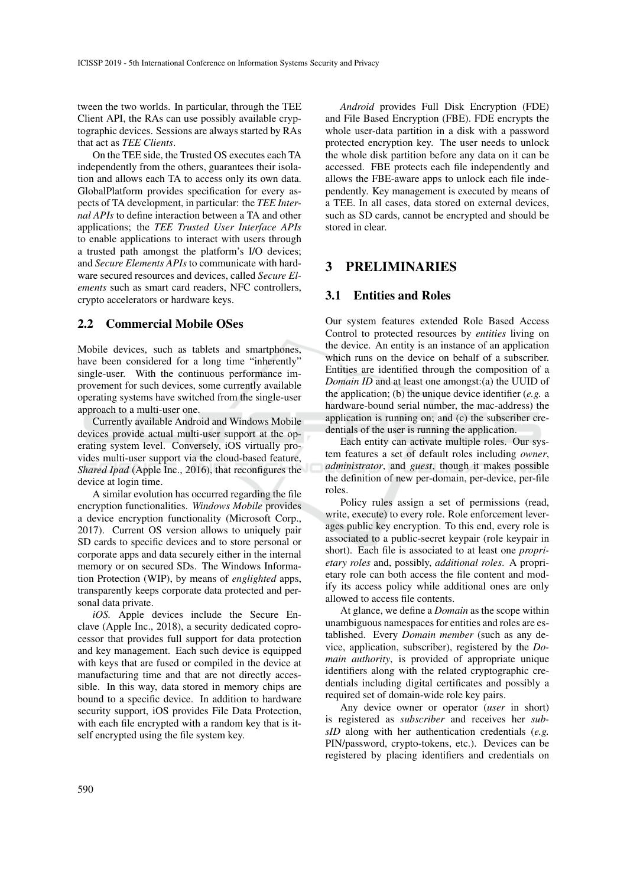tween the two worlds. In particular, through the TEE Client API, the RAs can use possibly available cryptographic devices. Sessions are always started by RAs that act as *TEE Clients*.

On the TEE side, the Trusted OS executes each TA independently from the others, guarantees their isolation and allows each TA to access only its own data. GlobalPlatform provides specification for every aspects of TA development, in particular: the *TEE Internal APIs* to define interaction between a TA and other applications; the *TEE Trusted User Interface APIs* to enable applications to interact with users through a trusted path amongst the platform's I/O devices; and *Secure Elements APIs* to communicate with hardware secured resources and devices, called *Secure Elements* such as smart card readers, NFC controllers, crypto accelerators or hardware keys.

### 2.2 Commercial Mobile OSes

Mobile devices, such as tablets and smartphones, have been considered for a long time "inherently" single-user. With the continuous performance improvement for such devices, some currently available operating systems have switched from the single-user approach to a multi-user one.

Currently available Android and Windows Mobile devices provide actual multi-user support at the operating system level. Conversely, iOS virtually provides multi-user support via the cloud-based feature, *Shared Ipad* (Apple Inc., 2016), that reconfigures the device at login time.

A similar evolution has occurred regarding the file encryption functionalities. *Windows Mobile* provides a device encryption functionality (Microsoft Corp., 2017). Current OS version allows to uniquely pair SD cards to specific devices and to store personal or corporate apps and data securely either in the internal memory or on secured SDs. The Windows Information Protection (WIP), by means of *englighted* apps, transparently keeps corporate data protected and personal data private.

*iOS.* Apple devices include the Secure Enclave (Apple Inc., 2018), a security dedicated coprocessor that provides full support for data protection and key management. Each such device is equipped with keys that are fused or compiled in the device at manufacturing time and that are not directly accessible. In this way, data stored in memory chips are bound to a specific device. In addition to hardware security support, iOS provides File Data Protection, with each file encrypted with a random key that is itself encrypted using the file system key.

*Android* provides Full Disk Encryption (FDE) and File Based Encryption (FBE). FDE encrypts the whole user-data partition in a disk with a password protected encryption key. The user needs to unlock the whole disk partition before any data on it can be accessed. FBE protects each file independently and allows the FBE-aware apps to unlock each file independently. Key management is executed by means of a TEE. In all cases, data stored on external devices, such as SD cards, cannot be encrypted and should be stored in clear.

## 3 PRELIMINARIES

### 3.1 Entities and Roles

Our system features extended Role Based Access Control to protected resources by *entities* living on the device. An entity is an instance of an application which runs on the device on behalf of a subscriber. Entities are identified through the composition of a *Domain ID* and at least one amongst:(a) the UUID of the application; (b) the unique device identifier (*e.g.* a hardware-bound serial number, the mac-address) the application is running on; and (c) the subscriber credentials of the user is running the application.

Each entity can activate multiple roles. Our system features a set of default roles including *owner*, *administrator*, and *guest*, though it makes possible the definition of new per-domain, per-device, per-file roles.

Policy rules assign a set of permissions (read, write, execute) to every role. Role enforcement leverages public key encryption. To this end, every role is associated to a public-secret keypair (role keypair in short). Each file is associated to at least one *proprietary roles* and, possibly, *additional roles*. A proprietary role can both access the file content and modify its access policy while additional ones are only allowed to access file contents.

At glance, we define a *Domain* as the scope within unambiguous namespaces for entities and roles are established. Every *Domain member* (such as any device, application, subscriber), registered by the *Domain authority*, is provided of appropriate unique identifiers along with the related cryptographic credentials including digital certificates and possibly a required set of domain-wide role key pairs.

Any device owner or operator (*user* in short) is registered as *subscriber* and receives her *subsID* along with her authentication credentials (*e.g.* PIN/password, crypto-tokens, etc.). Devices can be registered by placing identifiers and credentials on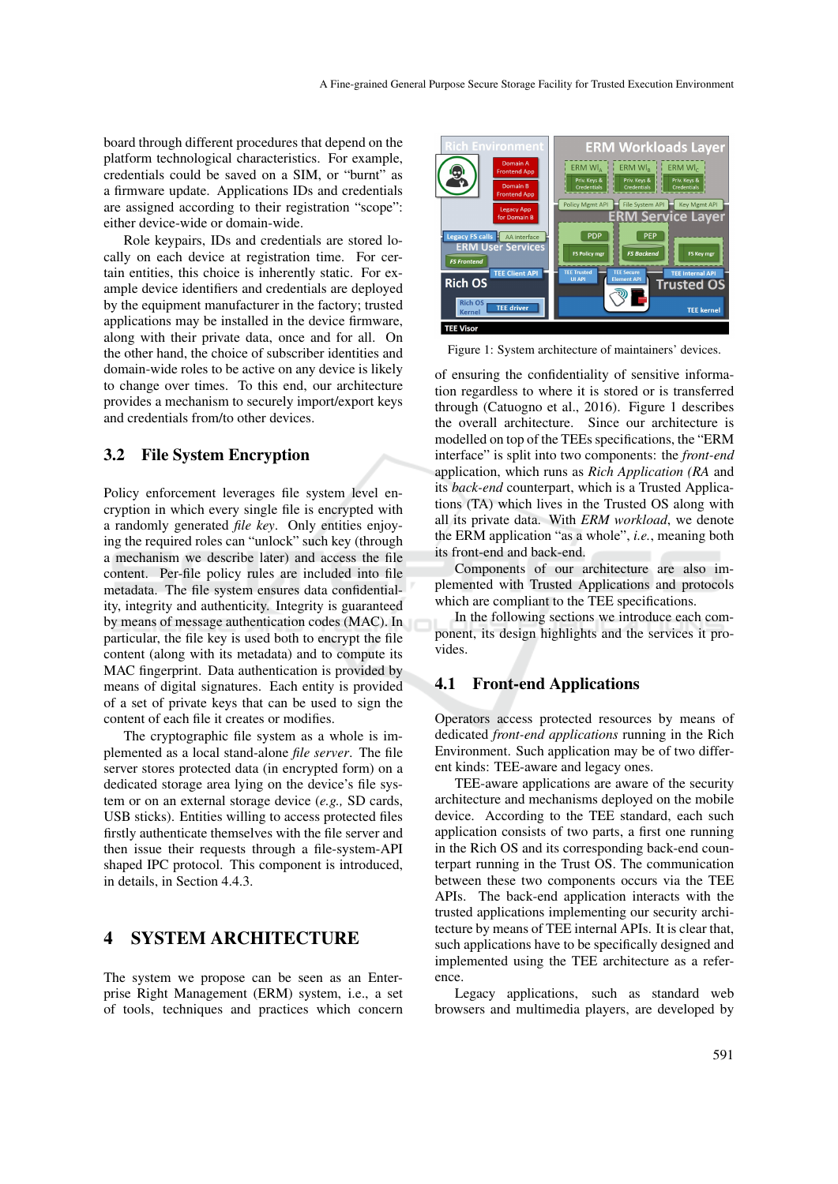board through different procedures that depend on the platform technological characteristics. For example, credentials could be saved on a SIM, or "burnt" as a firmware update. Applications IDs and credentials are assigned according to their registration "scope": either device-wide or domain-wide.

Role keypairs, IDs and credentials are stored locally on each device at registration time. For certain entities, this choice is inherently static. For example device identifiers and credentials are deployed by the equipment manufacturer in the factory; trusted applications may be installed in the device firmware, along with their private data, once and for all. On the other hand, the choice of subscriber identities and domain-wide roles to be active on any device is likely to change over times. To this end, our architecture provides a mechanism to securely import/export keys and credentials from/to other devices.

### 3.2 File System Encryption

Policy enforcement leverages file system level encryption in which every single file is encrypted with a randomly generated *file key*. Only entities enjoying the required roles can "unlock" such key (through a mechanism we describe later) and access the file content. Per-file policy rules are included into file metadata. The file system ensures data confidentiality, integrity and authenticity. Integrity is guaranteed by means of message authentication codes (MAC). In particular, the file key is used both to encrypt the file content (along with its metadata) and to compute its MAC fingerprint. Data authentication is provided by means of digital signatures. Each entity is provided of a set of private keys that can be used to sign the content of each file it creates or modifies.

The cryptographic file system as a whole is implemented as a local stand-alone *file server*. The file server stores protected data (in encrypted form) on a dedicated storage area lying on the device's file system or on an external storage device (*e.g.,* SD cards, USB sticks). Entities willing to access protected files firstly authenticate themselves with the file server and then issue their requests through a file-system-API shaped IPC protocol. This component is introduced, in details, in Section 4.4.3.

## 4 SYSTEM ARCHITECTURE

The system we propose can be seen as an Enterprise Right Management (ERM) system, i.e., a set of tools, techniques and practices which concern

Figure 1: System architecture of maintainers' devices.

of ensuring the confidentiality of sensitive information regardless to where it is stored or is transferred through (Catuogno et al., 2016). Figure 1 describes the overall architecture. Since our architecture is modelled on top of the TEEs specifications, the "ERM interface" is split into two components: the *front-end* application, which runs as *Rich Application (RA* and its *back-end* counterpart, which is a Trusted Applications (TA) which lives in the Trusted OS along with all its private data. With *ERM workload*, we denote the ERM application "as a whole", *i.e.*, meaning both its front-end and back-end.

Components of our architecture are also implemented with Trusted Applications and protocols which are compliant to the TEE specifications.

In the following sections we introduce each component, its design highlights and the services it provides.

### 4.1 Front-end Applications

Operators access protected resources by means of dedicated *front-end applications* running in the Rich Environment. Such application may be of two different kinds: TEE-aware and legacy ones.

TEE-aware applications are aware of the security architecture and mechanisms deployed on the mobile device. According to the TEE standard, each such application consists of two parts, a first one running in the Rich OS and its corresponding back-end counterpart running in the Trust OS. The communication between these two components occurs via the TEE APIs. The back-end application interacts with the trusted applications implementing our security architecture by means of TEE internal APIs. It is clear that, such applications have to be specifically designed and implemented using the TEE architecture as a reference.

Legacy applications, such as standard web browsers and multimedia players, are developed by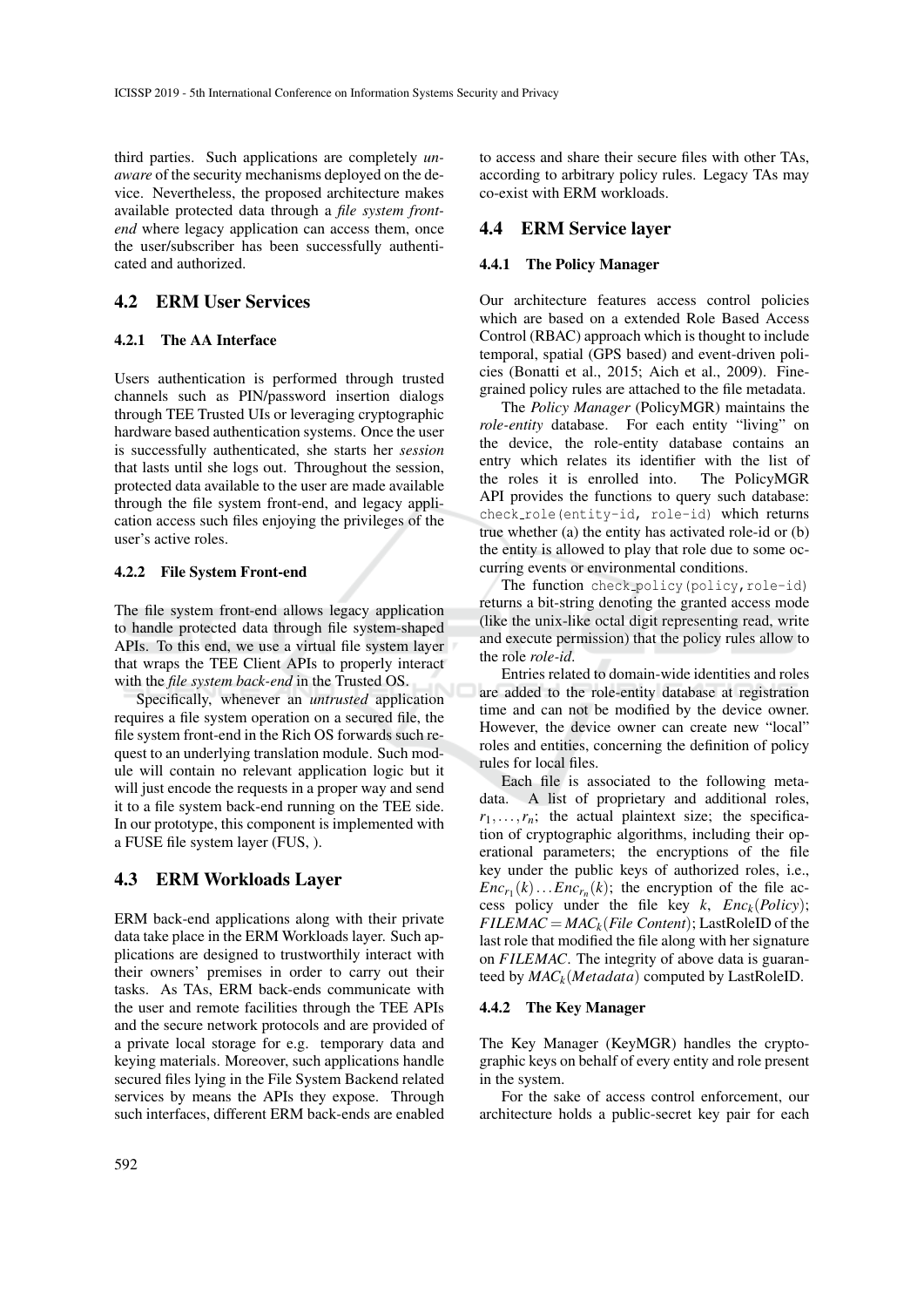third parties. Such applications are completely *unaware* of the security mechanisms deployed on the device. Nevertheless, the proposed architecture makes available protected data through a *file system front-end* where legacy application can access them, once the user/subscriber has been successfully authenticated and authorized.

## 4.2 ERM User Services

### 4.2.1 The AA Interface

Users authentication is performed through trusted channels such as PIN/password insertion dialogs through TEE Trusted UIs or leveraging cryptographic hardware based authentication systems. Once the user is successfully authenticated, she starts her *session* that lasts until she logs out. Throughout the session, protected data available to the user are made available through the file system front-end, and legacy application access such files enjoying the privileges of the user's active roles.

### 4.2.2 File System Front-end

The file system front-end allows legacy application to handle protected data through file system-shaped APIs. To this end, we use a virtual file system layer that wraps the TEE Client APIs to properly interact with the *file system back-end* in the Trusted OS.

Specifically, whenever an *untrusted* application requires a file system operation on a secured file, the file system front-end in the Rich OS forwards such request to an underlying translation module. Such module will contain no relevant application logic but it will just encode the requests in a proper way and send it to a file system back-end running on the TEE side. In our prototype, this component is implemented with a FUSE file system layer (FUS, ).

## 4.3 ERM Workloads Layer

ERM back-end applications along with their private data take place in the ERM Workloads layer. Such applications are designed to trustworthily interact with their owners' premises in order to carry out their tasks. As TAs, ERM back-ends communicate with the user and remote facilities through the TEE APIs and the secure network protocols and are provided of a private local storage for e.g. temporary data and keying materials. Moreover, such applications handle secured files lying in the File System Backend related services by means the APIs they expose. Through such interfaces, different ERM back-ends are enabled to access and share their secure files with other TAs, according to arbitrary policy rules. Legacy TAs may co-exist with ERM workloads.

## 4.4 ERM Service layer

### 4.4.1 The Policy Manager

Our architecture features access control policies which are based on a extended Role Based Access Control (RBAC) approach which is thought to include temporal, spatial (GPS based) and event-driven policies (Bonatti et al., 2015; Aich et al., 2009). Fine-grained policy rules are attached to the file metadata.

The *Policy Manager* (PolicyMGR) maintains the *role-entity* database. For each entity "living" on the device, the role-entity database contains an entry which relates its identifier with the list of the roles it is enrolled into. The PolicyMGR API provides the functions to query such database: `check_role(entity-id, role-id)` which returns true whether (a) the entity has activated role-id or (b) the entity is allowed to play that role due to some occurring events or environmental conditions.

The function `check_policy(policy,role-id)` returns a bit-string denoting the granted access mode (like the unix-like octal digit representing read, write and execute permission) that the policy rules allow to the role *role-id*.

Entries related to domain-wide identities and roles are added to the role-entity database at registration time and can not be modified by the device owner. However, the device owner can create new "local" roles and entities, concerning the definition of policy rules for local files.

Each file is associated to the following metadata. A list of proprietary and additional roles, $r_1, \ldots, r_n$; the actual plaintext size; the specification of cryptographic algorithms, including their operational parameters; the encryptions of the file key under the public keys of authorized roles, i.e., $Enc_{r_1}(k) \ldots Enc_{r_n}(k)$; the encryption of the file access policy under the file key $k$, $Enc_k(Policy)$; $FILEMAC = MAC_k(File\ Content)$; LastRoleID of the last role that modified the file along with her signature on $FILEMAC$. The integrity of above data is guaranteed by $MAC_k(Metadata)$ computed by LastRoleID.

### 4.4.2 The Key Manager

The Key Manager (KeyMGR) handles the cryptographic keys on behalf of every entity and role present in the system.

For the sake of access control enforcement, our architecture holds a public-secret key pair for each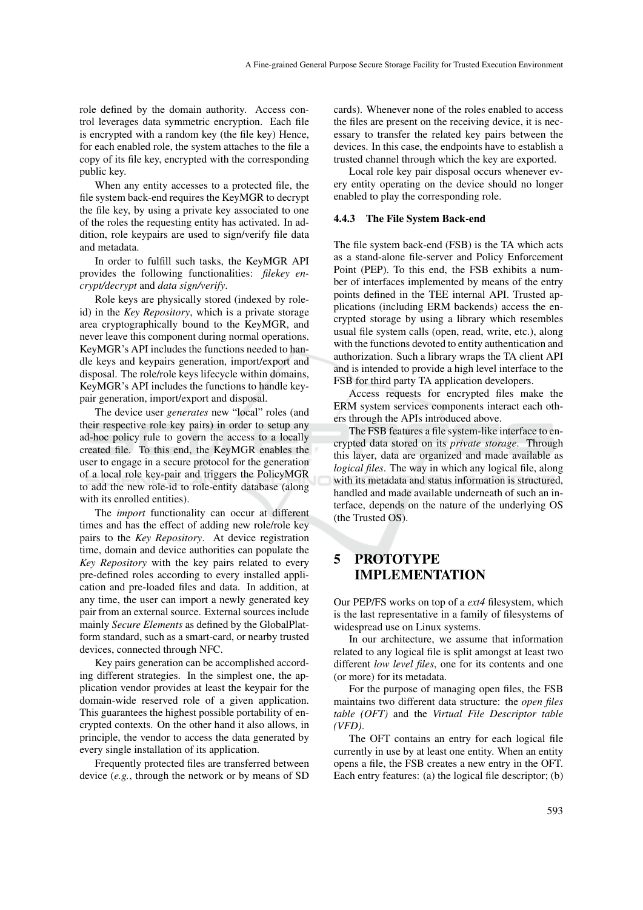role defined by the domain authority. Access control leverages data symmetric encryption. Each file is encrypted with a random key (the file key) Hence, for each enabled role, the system attaches to the file a copy of its file key, encrypted with the corresponding public key.

When any entity accesses to a protected file, the file system back-end requires the KeyMGR to decrypt the file key, by using a private key associated to one of the roles the requesting entity has activated. In addition, role keypairs are used to sign/verify file data and metadata.

In order to fulfill such tasks, the KeyMGR API provides the following functionalities: *filekey encrypt/decrypt* and *data sign/verify*.

Role keys are physically stored (indexed by role-id) in the *Key Repository*, which is a private storage area cryptographically bound to the KeyMGR, and never leave this component during normal operations. KeyMGR's API includes the functions needed to handle keys and keypairs generation, import/export and disposal. The role/role keys lifecycle within domains, KeyMGR's API includes the functions to handle keypair generation, import/export and disposal.

The device user *generates* new "local" roles (and their respective role key pairs) in order to setup any ad-hoc policy rule to govern the access to a locally created file. To this end, the KeyMGR enables the user to engage in a secure protocol for the generation of a local role key-pair and triggers the PolicyMGR to add the new role-id to role-entity database (along with its enrolled entities).

The *import* functionality can occur at different times and has the effect of adding new role/role key pairs to the *Key Repository*. At device registration time, domain and device authorities can populate the *Key Repository* with the key pairs related to every pre-defined roles according to every installed application and pre-loaded files and data. In addition, at any time, the user can import a newly generated key pair from an external source. External sources include mainly *Secure Elements* as defined by the GlobalPlatform standard, such as a smart-card, or nearby trusted devices, connected through NFC.

Key pairs generation can be accomplished according different strategies. In the simplest one, the application vendor provides at least the keypair for the domain-wide reserved role of a given application. This guarantees the highest possible portability of encrypted contexts. On the other hand it also allows, in principle, the vendor to access the data generated by every single installation of its application.

Frequently protected files are transferred between device (*e.g.*, through the network or by means of SD cards). Whenever none of the roles enabled to access the files are present on the receiving device, it is necessary to transfer the related key pairs between the devices. In this case, the endpoints have to establish a trusted channel through which the key are exported.

Local role key pair disposal occurs whenever every entity operating on the device should no longer enabled to play the corresponding role.

#### 4.4.3 The File System Back-end

The file system back-end (FSB) is the TA which acts as a stand-alone file-server and Policy Enforcement Point (PEP). To this end, the FSB exhibits a number of interfaces implemented by means of the entry points defined in the TEE internal API. Trusted applications (including ERM backends) access the encrypted storage by using a library which resembles usual file system calls (open, read, write, etc.), along with the functions devoted to entity authentication and authorization. Such a library wraps the TA client API and is intended to provide a high level interface to the FSB for third party TA application developers.

Access requests for encrypted files make the ERM system services components interact each others through the APIs introduced above.

The FSB features a file system-like interface to encrypted data stored on its *private storage*. Through this layer, data are organized and made available as *logical files*. The way in which any logical file, along with its metadata and status information is structured, handled and made available underneath of such an interface, depends on the nature of the underlying OS (the Trusted OS).

## 5 PROTOTYPE IMPLEMENTATION

Our PEP/FS works on top of a *ext4* filesystem, which is the last representative in a family of filesystems of widespread use on Linux systems.

In our architecture, we assume that information related to any logical file is split amongst at least two different *low level files*, one for its contents and one (or more) for its metadata.

For the purpose of managing open files, the FSB maintains two different data structure: the *open files table (OFT)* and the *Virtual File Descriptor table (VFD)*.

The OFT contains an entry for each logical file currently in use by at least one entity. When an entity opens a file, the FSB creates a new entry in the OFT. Each entry features: (a) the logical file descriptor; (b)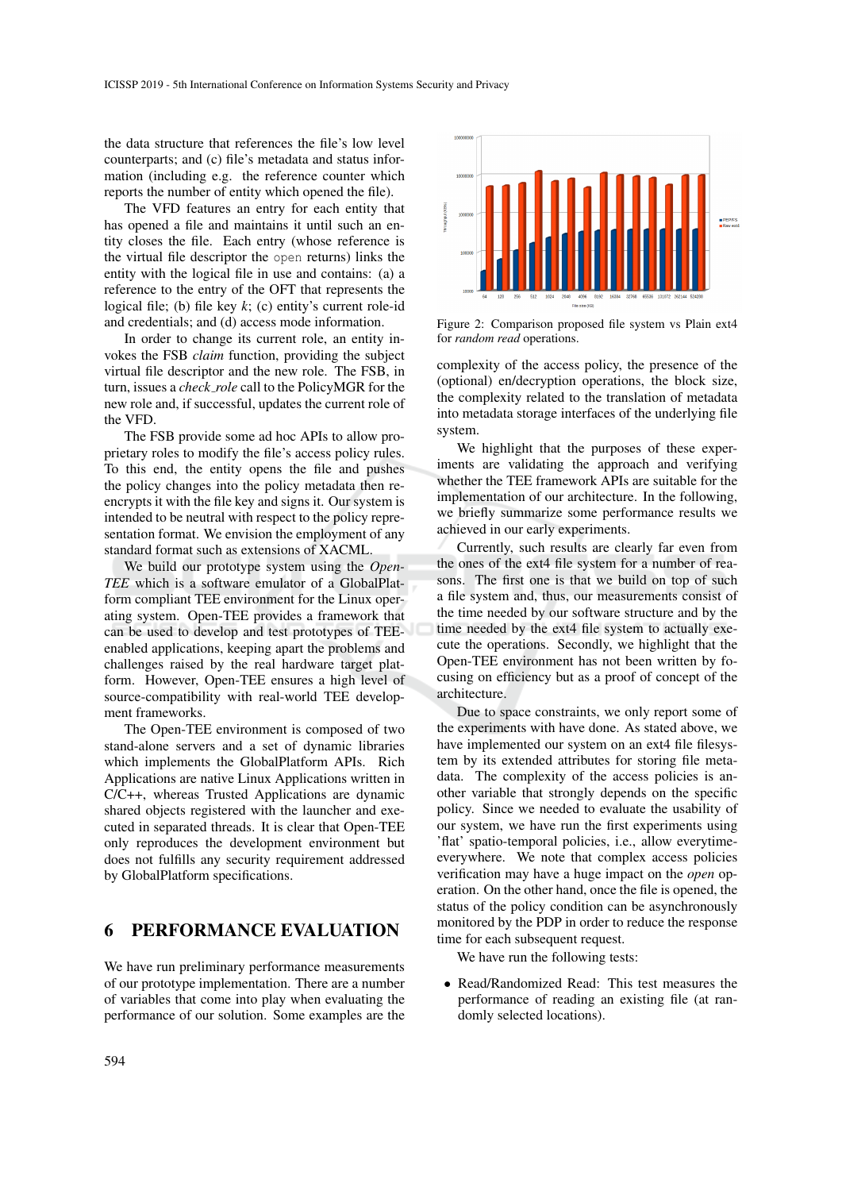the data structure that references the file's low level counterparts; and (c) file's metadata and status information (including e.g. the reference counter which reports the number of entity which opened the file).

The VFD features an entry for each entity that has opened a file and maintains it until such an entity closes the file. Each entry (whose reference is the virtual file descriptor the `open` returns) links the entity with the logical file in use and contains: (a) a reference to the entry of the OFT that represents the logical file; (b) file key $k$; (c) entity's current role-id and credentials; and (d) access mode information.

In order to change its current role, an entity invokes the FSB *claim* function, providing the subject virtual file descriptor and the new role. The FSB, in turn, issues a *check_role* call to the PolicyMGR for the new role and, if successful, updates the current role of the VFD.

The FSB provide some ad hoc APIs to allow proprietary roles to modify the file's access policy rules. To this end, the entity opens the file and pushes the policy changes into the policy metadata then re-encrypts it with the file key and signs it. Our system is intended to be neutral with respect to the policy representation format. We envision the employment of any standard format such as extensions of XACML.

We build our prototype system using the *Open-TEE* which is a software emulator of a GlobalPlatform compliant TEE environment for the Linux operating system. Open-TEE provides a framework that can be used to develop and test prototypes of TEE-enabled applications, keeping apart the problems and challenges raised by the real hardware target platform. However, Open-TEE ensures a high level of source-compatibility with real-world TEE development frameworks.

The Open-TEE environment is composed of two stand-alone servers and a set of dynamic libraries which implements the GlobalPlatform APIs. Rich Applications are native Linux Applications written in C/C++, whereas Trusted Applications are dynamic shared objects registered with the launcher and executed in separated threads. It is clear that Open-TEE only reproduces the development environment but does not fulfills any security requirement addressed by GlobalPlatform specifications.

## 6 PERFORMANCE EVALUATION

We have run preliminary performance measurements of our prototype implementation. There are a number of variables that come into play when evaluating the performance of our solution. Some examples are the complexity of the access policy, the presence of the (optional) en/decryption operations, the block size, the complexity related to the translation of metadata into metadata storage interfaces of the underlying file system.

Figure 2: Comparison proposed file system vs Plain ext4 for *random read* operations.

We highlight that the purposes of these experiments are validating the approach and verifying whether the TEE framework APIs are suitable for the implementation of our architecture. In the following, we briefly summarize some performance results we achieved in our early experiments.

Currently, such results are clearly far even from the ones of the ext4 file system for a number of reasons. The first one is that we build on top of such a file system and, thus, our measurements consist of the time needed by our software structure and by the time needed by the ext4 file system to actually execute the operations. Secondly, we highlight that the Open-TEE environment has not been written by focusing on efficiency but as a proof of concept of the architecture.

Due to space constraints, we only report some of the experiments with have done. As stated above, we have implemented our system on an ext4 file filesystem by its extended attributes for storing file metadata. The complexity of the access policies is another variable that strongly depends on the specific policy. Since we needed to evaluate the usability of our system, we have run the first experiments using 'flat' spatio-temporal policies, i.e., allow everytime-everywhere. We note that complex access policies verification may have a huge impact on the *open* operation. On the other hand, once the file is opened, the status of the policy condition can be asynchronously monitored by the PDP in order to reduce the response time for each subsequent request.

We have run the following tests:

- Read/Randomized Read: This test measures the performance of reading an existing file (at randomly selected locations).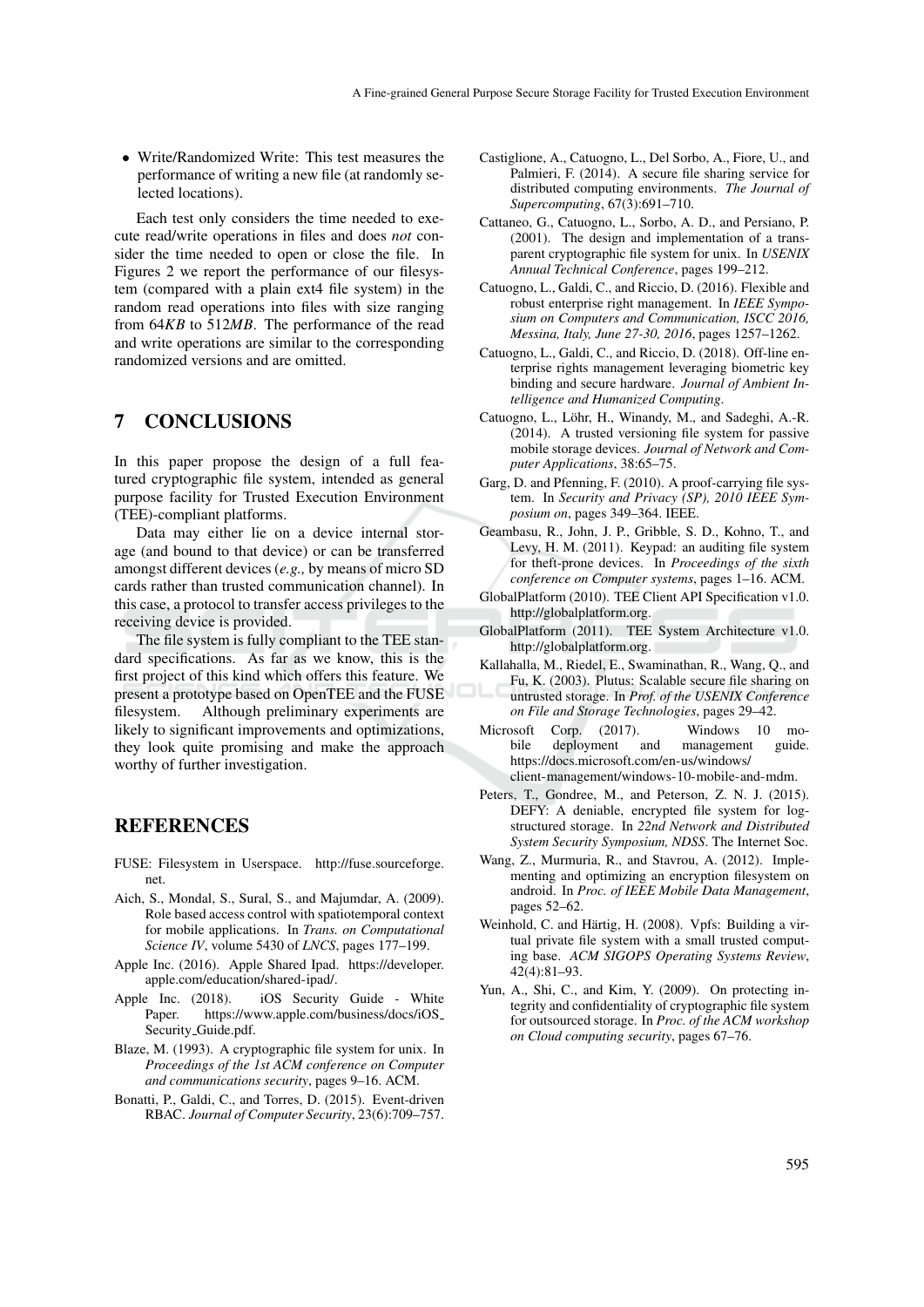- Write/Randomized Write: This test measures the performance of writing a new file (at randomly selected locations).

Each test only considers the time needed to execute read/write operations in files and does *not* consider the time needed to open or close the file. In Figures 2 we report the performance of our filesystem (compared with a plain ext4 file system) in the random read operations into files with size ranging from 64*KB* to 512*MB*. The performance of the read and write operations are similar to the corresponding randomized versions and are omitted.

## 7 CONCLUSIONS

In this paper propose the design of a full featured cryptographic file system, intended as general purpose facility for Trusted Execution Environment (TEE)-compliant platforms.

Data may either lie on a device internal storage (and bound to that device) or can be transferred amongst different devices (*e.g.,* by means of micro SD cards rather than trusted communication channel). In this case, a protocol to transfer access privileges to the receiving device is provided.

The file system is fully compliant to the TEE standard specifications. As far as we know, this is the first project of this kind which offers this feature. We present a prototype based on OpenTEE and the FUSE filesystem. Although preliminary experiments are likely to significant improvements and optimizations, they look quite promising and make the approach worthy of further investigation.

## REFERENCES

FUSE: Filesystem in Userspace. http://fuse.sourceforge.net.

Aich, S., Mondal, S., Sural, S., and Majumdar, A. (2009). Role based access control with spatiotemporal context for mobile applications. In *Trans. on Computational Science IV*, volume 5430 of *LNCS*, pages 177–199.

Apple Inc. (2016). Apple Shared Ipad. https://developer.apple.com/education/shared-ipad/.

Apple Inc. (2018). iOS Security Guide - White Paper. https://www.apple.com/business/docs/iOS_Security_Guide.pdf.

Blaze, M. (1993). A cryptographic file system for unix. In *Proceedings of the 1st ACM conference on Computer and communications security*, pages 9–16. ACM.

Bonatti, P., Galdi, C., and Torres, D. (2015). Event-driven RBAC. *Journal of Computer Security*, 23(6):709–757.

Castiglione, A., Catuogno, L., Del Sorbo, A., Fiore, U., and Palmieri, F. (2014). A secure file sharing service for distributed computing environments. *The Journal of Supercomputing*, 67(3):691–710.

Cattaneo, G., Catuogno, L., Sorbo, A. D., and Persiano, P. (2001). The design and implementation of a transparent cryptographic file system for unix. In *USENIX Annual Technical Conference*, pages 199–212.

Catuogno, L., Galdi, C., and Riccio, D. (2016). Flexible and robust enterprise right management. In *IEEE Symposium on Computers and Communication, ISCC 2016, Messina, Italy, June 27-30, 2016*, pages 1257–1262.

Catuogno, L., Galdi, C., and Riccio, D. (2018). Off-line enterprise rights management leveraging biometric key binding and secure hardware. *Journal of Ambient Intelligence and Humanized Computing*.

Catuogno, L., Löhr, H., Winandy, M., and Sadeghi, A.-R. (2014). A trusted versioning file system for passive mobile storage devices. *Journal of Network and Computer Applications*, 38:65–75.

Garg, D. and Pfenning, F. (2010). A proof-carrying file system. In *Security and Privacy (SP), 2010 IEEE Symposium on*, pages 349–364. IEEE.

Geambasu, R., John, J. P., Gribble, S. D., Kohno, T., and Levy, H. M. (2011). Keypad: an auditing file system for theft-prone devices. In *Proceedings of the sixth conference on Computer systems*, pages 1–16. ACM.

GlobalPlatform (2010). TEE Client API Specification v1.0. http://globalplatform.org.

GlobalPlatform (2011). TEE System Architecture v1.0. http://globalplatform.org.

Kallahalla, M., Riedel, E., Swaminathan, R., Wang, Q., and Fu, K. (2003). Plutus: Scalable secure file sharing on untrusted storage. In *Prof. of the USENIX Conference on File and Storage Technologies*, pages 29–42.

Microsoft Corp. (2017). Windows 10 mobile deployment and management guide. https://docs.microsoft.com/en-us/windows/client-management/windows-10-mobile-and-mdm.

Peters, T., Gondree, M., and Peterson, Z. N. J. (2015). DEFY: A deniable, encrypted file system for log-structured storage. In *22nd Network and Distributed System Security Symposium, NDSS*. The Internet Soc.

Wang, Z., Murmuria, R., and Stavrou, A. (2012). Implementing and optimizing an encryption filesystem on android. In *Proc. of IEEE Mobile Data Management*, pages 52–62.

Weinhold, C. and Härtig, H. (2008). Vpfs: Building a virtual private file system with a small trusted computing base. *ACM SIGOPS Operating Systems Review*, 42(4):81–93.

Yun, A., Shi, C., and Kim, Y. (2009). On protecting integrity and confidentiality of cryptographic file system for outsourced storage. In *Proc. of the ACM workshop on Cloud computing security*, pages 67–76.